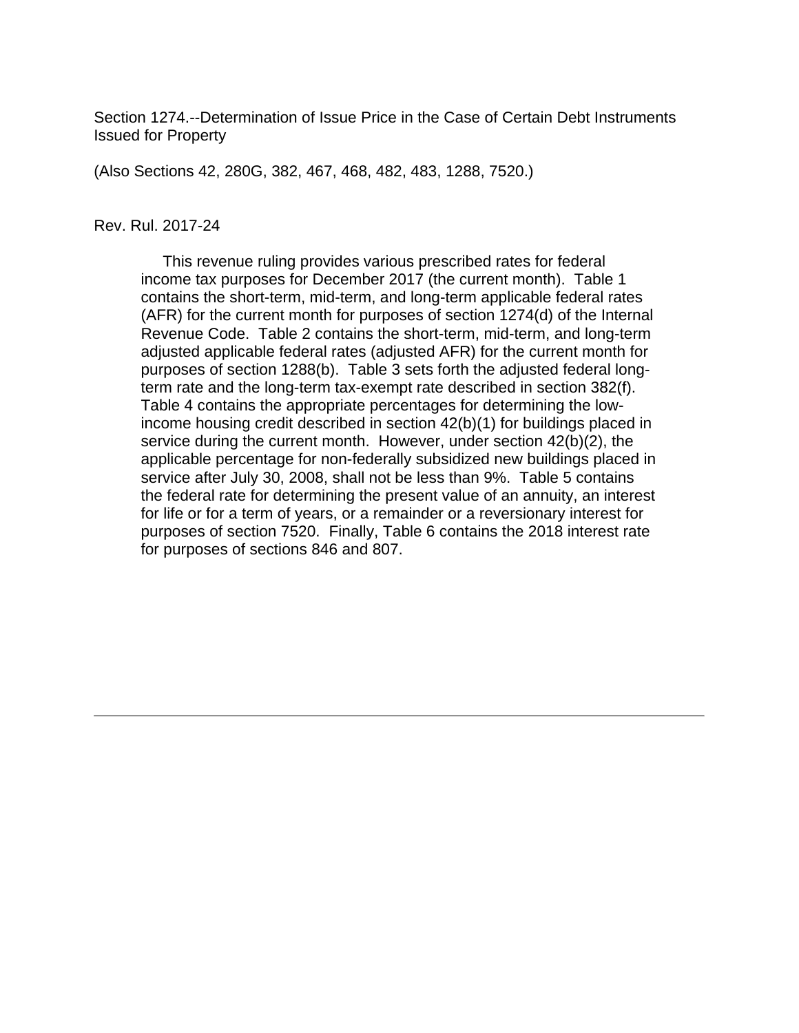Section 1274.--Determination of Issue Price in the Case of Certain Debt Instruments Issued for Property

(Also Sections 42, 280G, 382, 467, 468, 482, 483, 1288, 7520.)

Rev. Rul. 2017-24

This revenue ruling provides various prescribed rates for federal income tax purposes for December 2017 (the current month). Table 1 contains the short-term, mid-term, and long-term applicable federal rates (AFR) for the current month for purposes of section 1274(d) of the Internal Revenue Code. Table 2 contains the short-term, mid-term, and long-term adjusted applicable federal rates (adjusted AFR) for the current month for purposes of section 1288(b). Table 3 sets forth the adjusted federal long-term rate and the long-term tax-exempt rate described in section 382(f). Table 4 contains the appropriate percentages for determining the low-income housing credit described in section 42(b)(1) for buildings placed in service during the current month. However, under section 42(b)(2), the applicable percentage for non-federally subsidized new buildings placed in service after July 30, 2008, shall not be less than 9%. Table 5 contains the federal rate for determining the present value of an annuity, an interest for life or for a term of years, or a remainder or a reversionary interest for purposes of section 7520. Finally, Table 6 contains the 2018 interest rate for purposes of sections 846 and 807.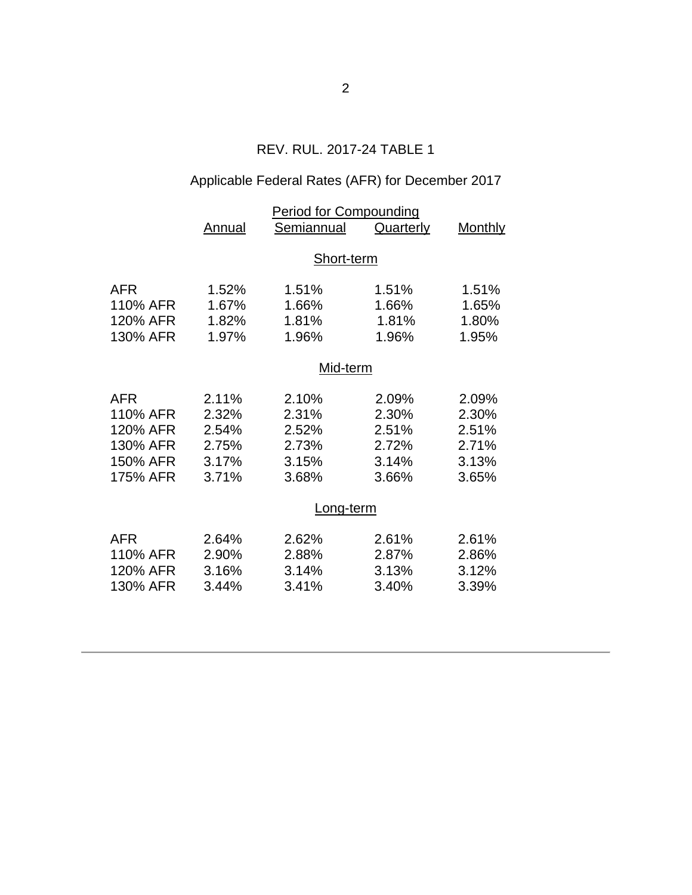## REV. RUL. 2017-24 TABLE 1

### Applicable Federal Rates (AFR) for December 2017

| | Period for Compounding | | | |
|---|---|---|---|---|
| | Annual | Semiannual | Quarterly | Monthly |
| **Short-term** | | | | |
| AFR | 1.52% | 1.51% | 1.51% | 1.51% |
| 110% AFR | 1.67% | 1.66% | 1.66% | 1.65% |
| 120% AFR | 1.82% | 1.81% | 1.81% | 1.80% |
| 130% AFR | 1.97% | 1.96% | 1.96% | 1.95% |
| **Mid-term** | | | | |
| AFR | 2.11% | 2.10% | 2.09% | 2.09% |
| 110% AFR | 2.32% | 2.31% | 2.30% | 2.30% |
| 120% AFR | 2.54% | 2.52% | 2.51% | 2.51% |
| 130% AFR | 2.75% | 2.73% | 2.72% | 2.71% |
| 150% AFR | 3.17% | 3.15% | 3.14% | 3.13% |
| 175% AFR | 3.71% | 3.68% | 3.66% | 3.65% |
| **Long-term** | | | | |
| AFR | 2.64% | 2.62% | 2.61% | 2.61% |
| 110% AFR | 2.90% | 2.88% | 2.87% | 2.86% |
| 120% AFR | 3.16% | 3.14% | 3.13% | 3.12% |
| 130% AFR | 3.44% | 3.41% | 3.40% | 3.39% |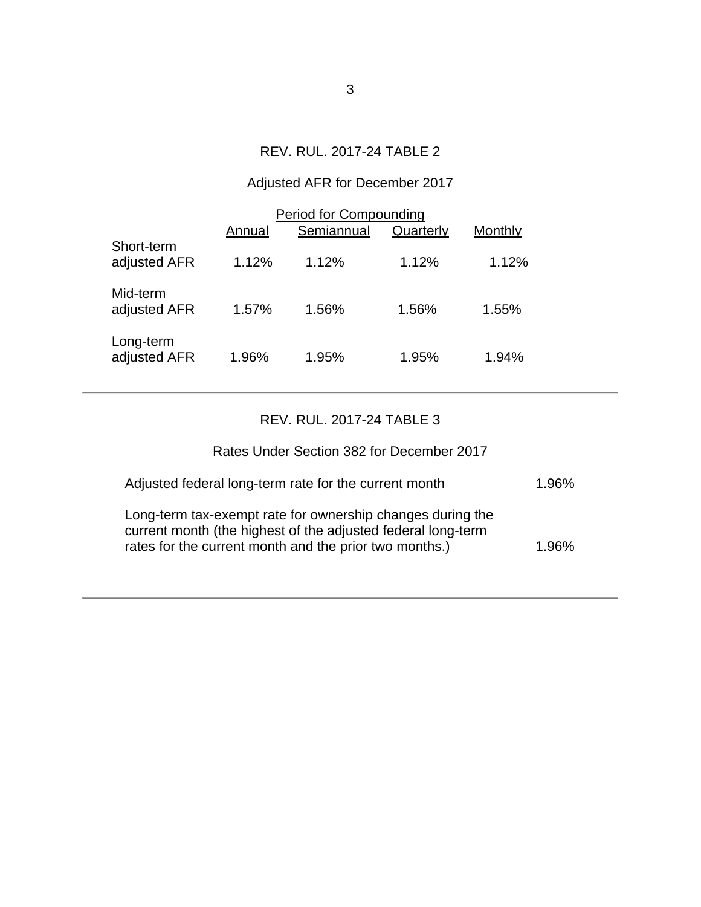## REV. RUL. 2017-24 TABLE 2

### Adjusted AFR for December 2017

| | Period for Compounding | | | |
|---|---|---|---|---|
| | Annual | Semiannual | Quarterly | Monthly |
| Short-term adjusted AFR | 1.12% | 1.12% | 1.12% | 1.12% |
| Mid-term adjusted AFR | 1.57% | 1.56% | 1.56% | 1.55% |
| Long-term adjusted AFR | 1.96% | 1.95% | 1.95% | 1.94% |

---

## REV. RUL. 2017-24 TABLE 3

### Rates Under Section 382 for December 2017

| | |
|---|---|
| Adjusted federal long-term rate for the current month | 1.96% |
| Long-term tax-exempt rate for ownership changes during the current month (the highest of the adjusted federal long-term rates for the current month and the prior two months.) | 1.96% |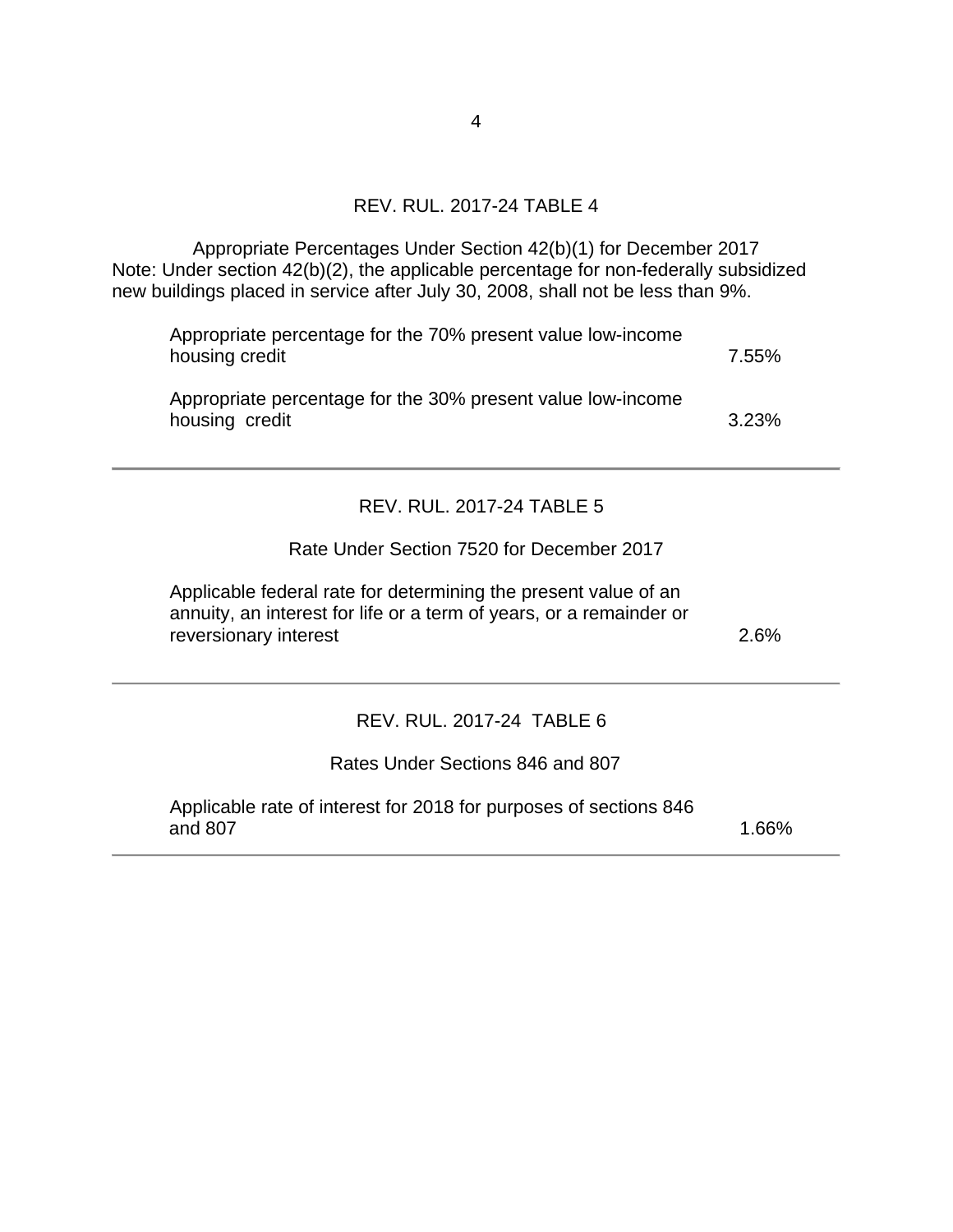## REV. RUL. 2017-24 TABLE 4

Appropriate Percentages Under Section 42(b)(1) for December 2017

Note: Under section 42(b)(2), the applicable percentage for non-federally subsidized new buildings placed in service after July 30, 2008, shall not be less than 9%.

| | |
|---|---|
| Appropriate percentage for the 70% present value low-income housing credit | 7.55% |
| Appropriate percentage for the 30% present value low-income housing credit | 3.23% |

---

## REV. RUL. 2017-24 TABLE 5

Rate Under Section 7520 for December 2017

| | |
|---|---|
| Applicable federal rate for determining the present value of an annuity, an interest for life or a term of years, or a remainder or reversionary interest | 2.6% |

---

## REV. RUL. 2017-24 TABLE 6

Rates Under Sections 846 and 807

| | |
|---|---|
| Applicable rate of interest for 2018 for purposes of sections 846 and 807 | 1.66% |